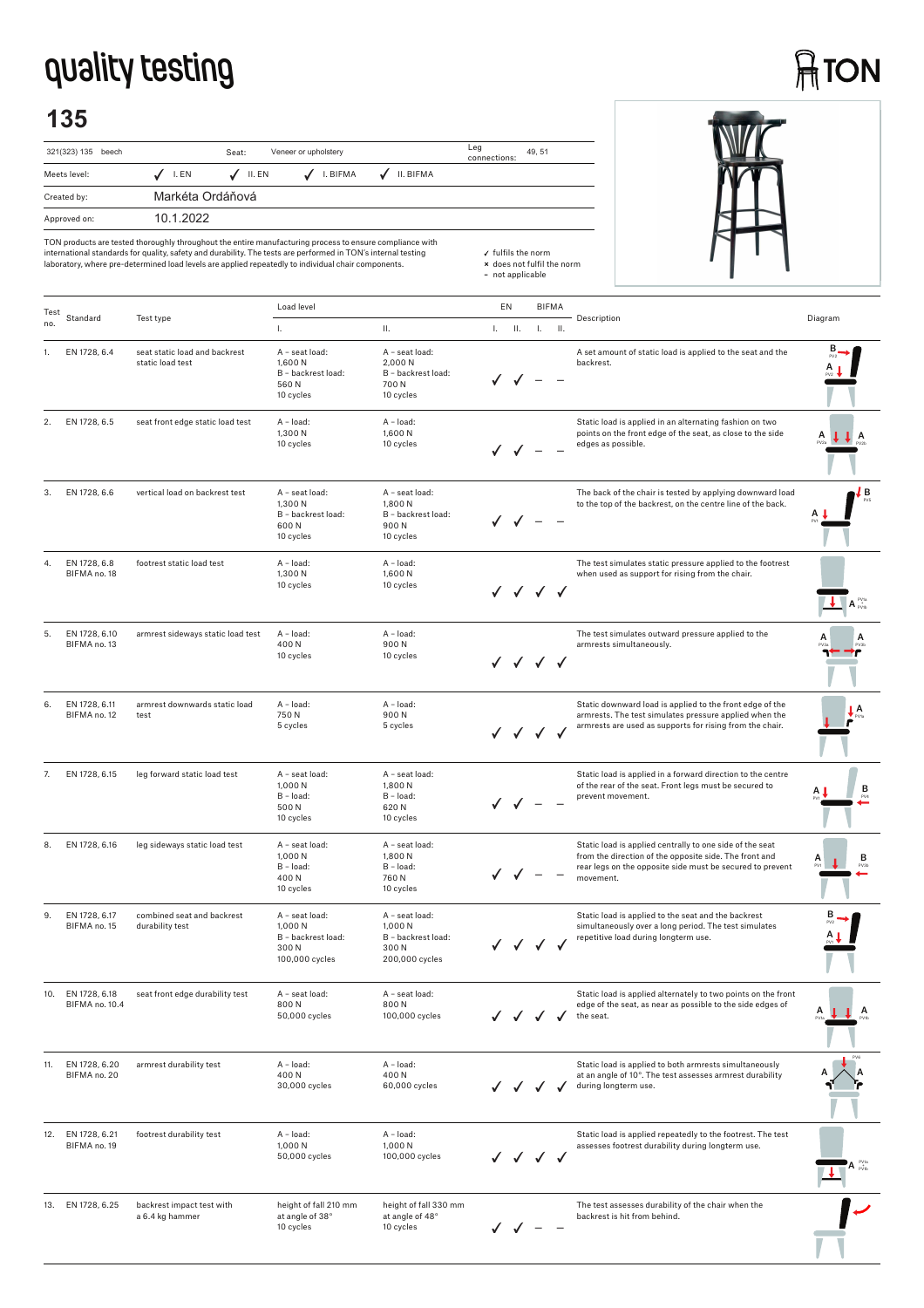# quality testing

TON

## 135

| 321(323) 135 beech | Seat: Veneer or upholstery | Leg connections: 49, 51 |
|---|---|---|
| Meets level: | ✓ I. EN ✓ II. EN ✓ I. BIFMA ✓ II. BIFMA | |
| Created by: | Markéta Ordáňová | |
| Approved on: | 10.1.2022 | |

TON products are tested thoroughly throughout the entire manufacturing process to ensure compliance with international standards for quality, safety and durability. The tests are performed in TON's internal testing laboratory, where pre-determined load levels are applied repeatedly to individual chair components.

✓ fulfils the norm
× does not fulfil the norm
– not applicable

| Test no. | Standard | Test type | Load level I. | Load level II. | EN I. | EN II. | BIFMA I. | BIFMA II. | Description |
|---|---|---|---|---|---|---|---|---|---|
| 1. | EN 1728, 6.4 | seat static load and backrest static load test | A – seat load: 1,600 N<br>B – backrest load: 560 N<br>10 cycles | A – seat load: 2,000 N<br>B – backrest load: 700 N<br>10 cycles | ✓ | ✓ | – | – | A set amount of static load is applied to the seat and the backrest. |
| 2. | EN 1728, 6.5 | seat front edge static load test | A – load: 1,300 N<br>10 cycles | A – load: 1,600 N<br>10 cycles | ✓ | ✓ | – | – | Static load is applied in an alternating fashion on two points on the front edge of the seat, as close to the side edges as possible. |
| 3. | EN 1728, 6.6 | vertical load on backrest test | A – seat load: 1,300 N<br>B – backrest load: 600 N<br>10 cycles | A – seat load: 1,800 N<br>B – backrest load: 900 N<br>10 cycles | ✓ | ✓ | – | – | The back of the chair is tested by applying downward load to the top of the backrest, on the centre line of the back. |
| 4. | EN 1728, 6.8<br>BIFMA no. 18 | footrest static load test | A – load: 1,300 N<br>10 cycles | A – load: 1,600 N<br>10 cycles | ✓ | ✓ | ✓ | ✓ | The test simulates static pressure applied to the footrest when used as support for rising from the chair. |
| 5. | EN 1728, 6.10<br>BIFMA no. 13 | armrest sideways static load test | A – load: 400 N<br>10 cycles | A – load: 900 N<br>10 cycles | ✓ | ✓ | ✓ | ✓ | The test simulates outward pressure applied to the armrests simultaneously. |
| 6. | EN 1728, 6.11<br>BIFMA no. 12 | armrest downwards static load test | A – load: 750 N<br>5 cycles | A – load: 900 N<br>5 cycles | ✓ | ✓ | ✓ | ✓ | Static downward load is applied to the front edge of the armrests. The test simulates pressure applied when the armrests are used as supports for rising from the chair. |
| 7. | EN 1728, 6.15 | leg forward static load test | A – seat load: 1,000 N<br>B – load: 500 N<br>10 cycles | A – seat load: 1,800 N<br>B – load: 620 N<br>10 cycles | ✓ | ✓ | – | – | Static load is applied in a forward direction to the centre of the rear of the seat. Front legs must be secured to prevent movement. |
| 8. | EN 1728, 6.16 | leg sideways static load test | A – seat load: 1,000 N<br>B – load: 400 N<br>10 cycles | A – seat load: 1,800 N<br>B – load: 760 N<br>10 cycles | ✓ | ✓ | – | – | Static load is applied centrally to one side of the seat from the direction of the opposite side. The front and rear legs on the opposite side must be secured to prevent movement. |
| 9. | EN 1728, 6.17<br>BIFMA no. 15 | combined seat and backrest durability test | A – seat load: 1,000 N<br>B – backrest load: 300 N<br>100,000 cycles | A – seat load: 1,000 N<br>B – backrest load: 300 N<br>200,000 cycles | ✓ | ✓ | ✓ | ✓ | Static load is applied to the seat and the backrest simultaneously over a long period. The test simulates repetitive load during longterm use. |
| 10. | EN 1728, 6.18<br>BIFMA no. 10.4 | seat front edge durability test | A – seat load: 800 N<br>50,000 cycles | A – seat load: 800 N<br>100,000 cycles | ✓ | ✓ | ✓ | ✓ | Static load is applied alternately to two points on the front edge of the seat, as near as possible to the side edges of the seat. |
| 11. | EN 1728, 6.20<br>BIFMA no. 20 | armrest durability test | A – load: 400 N<br>30,000 cycles | A – load: 400 N<br>60,000 cycles | ✓ | ✓ | ✓ | ✓ | Static load is applied to both armrests simultaneously at an angle of 10°. The test assesses armrest durability during longterm use. |
| 12. | EN 1728, 6.21<br>BIFMA no. 19 | footrest durability test | A – load: 1,000 N<br>50,000 cycles | A – load: 1,000 N<br>100,000 cycles | ✓ | ✓ | ✓ | ✓ | Static load is applied repeatedly to the footrest. The test assesses footrest durability during longterm use. |
| 13. | EN 1728, 6.25 | backrest impact test with a 6.4 kg hammer | height of fall 210 mm at angle of 38°<br>10 cycles | height of fall 330 mm at angle of 48°<br>10 cycles | ✓ | ✓ | – | – | The test assesses durability of the chair when the backrest is hit from behind. |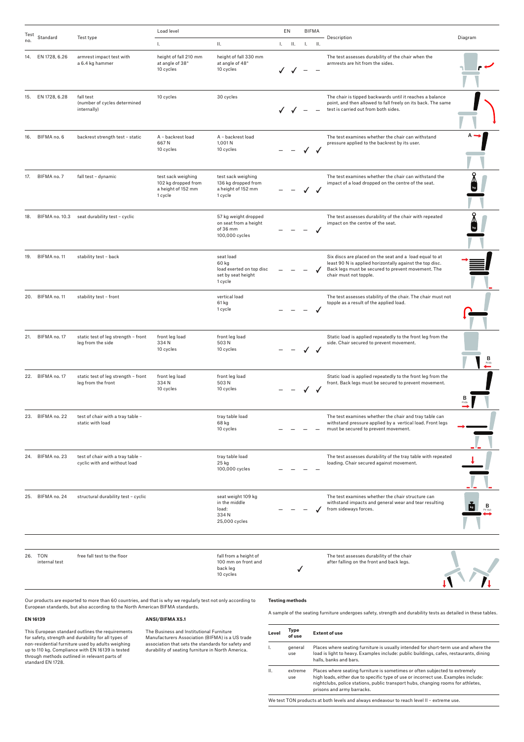| Test no. | Standard | Test type | Load level I. | Load level II. | EN I. | EN II. | BIFMA I. | BIFMA II. | Description | Diagram |
|---|---|---|---|---|---|---|---|---|---|---|
| 14. | EN 1728, 6.26 | armrest impact test with a 6.4 kg hammer | height of fall 210 mm at angle of 38° 10 cycles | height of fall 330 mm at angle of 48° 10 cycles | ✓ | ✓ | – | – | The test assesses durability of the chair when the armrests are hit from the sides. | |
| 15. | EN 1728, 6.28 | fall test (number of cycles determined internally) | 10 cycles | 30 cycles | ✓ | ✓ | – | – | The chair is tipped backwards until it reaches a balance point, and then allowed to fall freely on its back. The same test is carried out from both sides. | |
| 16. | BIFMA no. 6 | backrest strength test – static | A – backrest load 667 N 10 cycles | A – backrest load 1,001 N 10 cycles | – | – | ✓ | ✓ | The test examines whether the chair can withstand pressure applied to the backrest by its user. | A |
| 17. | BIFMA no. 7 | fall test – dynamic | test sack weighing 102 kg dropped from a height of 152 mm 1 cycle | test sack weighing 136 kg dropped from a height of 152 mm 1 cycle | – | – | ✓ | ✓ | The test examines whether the chair can withstand the impact of a load dropped on the centre of the seat. | kg |
| 18. | BIFMA no. 10.3 | seat durability test – cyclic | | 57 kg weight dropped on seat from a height of 36 mm 100,000 cycles | – | – | – | ✓ | The test assesses durability of the chair with repeated impact on the centre of the seat. | kg |
| 19. | BIFMA no. 11 | stability test – back | | seat load 60 kg load exerted on top disc set by seat height 1 cycle | – | – | – | ✓ | Six discs are placed on the seat and a load equal to at least 90 N is applied horizontally against the top disc. Back legs must be secured to prevent movement. The chair must not topple. | |
| 20. | BIFMA no. 11 | stability test – front | | vertical load 61 kg 1 cycle | – | – | – | ✓ | The test assesses stability of the chair. The chair must not topple as a result of the applied load. | |
| 21. | BIFMA no. 17 | static test of leg strength – front leg from the side | front leg load 334 N 10 cycles | front leg load 503 N 10 cycles | – | – | ✓ | ✓ | Static load is applied repeatedly to the front leg from the side. Chair secured to prevent movement. | B |
| 22. | BIFMA no. 17 | static test of leg strength – front leg from the front | front leg load 334 N 10 cycles | front leg load 503 N 10 cycles | – | – | ✓ | ✓ | Static load is applied repeatedly to the front leg from the front. Back legs must be secured to prevent movement. | B |
| 23. | BIFMA no. 22 | test of chair with a tray table – static with load | | tray table load 68 kg 10 cycles | – | – | – | – | The test examines whether the chair and tray table can withstand pressure applied by a vertical load. Front legs must be secured to prevent movement. | |
| 24. | BIFMA no. 23 | test of chair with a tray table – cyclic with and without load | | tray table load 25 kg 100,000 cycles | – | – | – | – | The test assesses durability of the tray table with repeated loading. Chair secured against movement. | |
| 25. | BIFMA no. 24 | structural durability test – cyclic | | seat weight 109 kg in the middle load: 334 N 25,000 cycles | – | – | – | ✓ | The test examines whether the chair structure can withstand impacts and general wear and tear resulting from sideways forces. | kg B |
| 26. | TON internal test | free fall test to the floor | | fall from a height of 100 mm on front and back leg 10 cycles | | ✓ | | | The test assesses durability of the chair after falling on the front and back legs. | |

Our products are exported to more than 60 countries, and that is why we regularly test not only according to European standards, but also according to the North American BIFMA standards.

**EN 16139**

This European standard outlines the requirements for safety, strength and durability for all types of non-residential furniture used by adults weighing up to 110 kg. Compliance with EN 16139 is tested through methods outlined in relevant parts of standard EN 1728.

**ANSI/BIFMA X5.1**

The Business and Institutional Furniture Manufacturers Association (BIFMA) is a US trade association that sets the standards for safety and durability of seating furniture in North America.

**Testing methods**

A sample of the seating furniture undergoes safety, strength and durability tests as detailed in these tables.

| Level | Type of use | Extent of use |
|---|---|---|
| I. | general use | Places where seating furniture is usually intended for short-term use and where the load is light to heavy. Examples include: public buildings, cafes, restaurants, dining halls, banks and bars. |
| II. | extreme use | Places where seating furniture is sometimes or often subjected to extremely high loads, either due to specific type of use or incorrect use. Examples include: nightclubs, police stations, public transport hubs, changing rooms for athletes, prisons and army barracks. |

We test TON products at both levels and always endeavour to reach level II – extreme use.